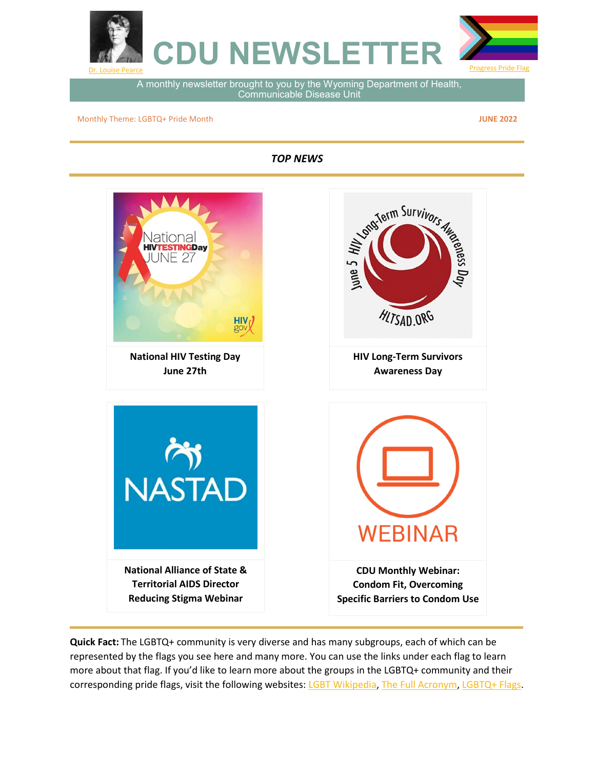Dr. Louise Pearce

# CDU NEWSLETTER

Progress Pride Flag

A monthly newsletter brought to you by the Wyoming Department of Health, Communicable Disease Unit

Monthly Theme: LGBTQ+ Pride Month

**JUNE 2022**

## *TOP NEWS*

**National HIV Testing Day June 27th**

**HIV Long-Term Survivors Awareness Day**

**National Alliance of State & Territorial AIDS Director Reducing Stigma Webinar**

**CDU Monthly Webinar: Condom Fit, Overcoming Specific Barriers to Condom Use**

**Quick Fact:** The LGBTQ+ community is very diverse and has many subgroups, each of which can be represented by the flags you see here and many more. You can use the links under each flag to learn more about that flag. If you'd like to learn more about the groups in the LGBTQ+ community and their corresponding pride flags, visit the following websites: LGBT Wikipedia, The Full Acronym, LGBTQ+ Flags.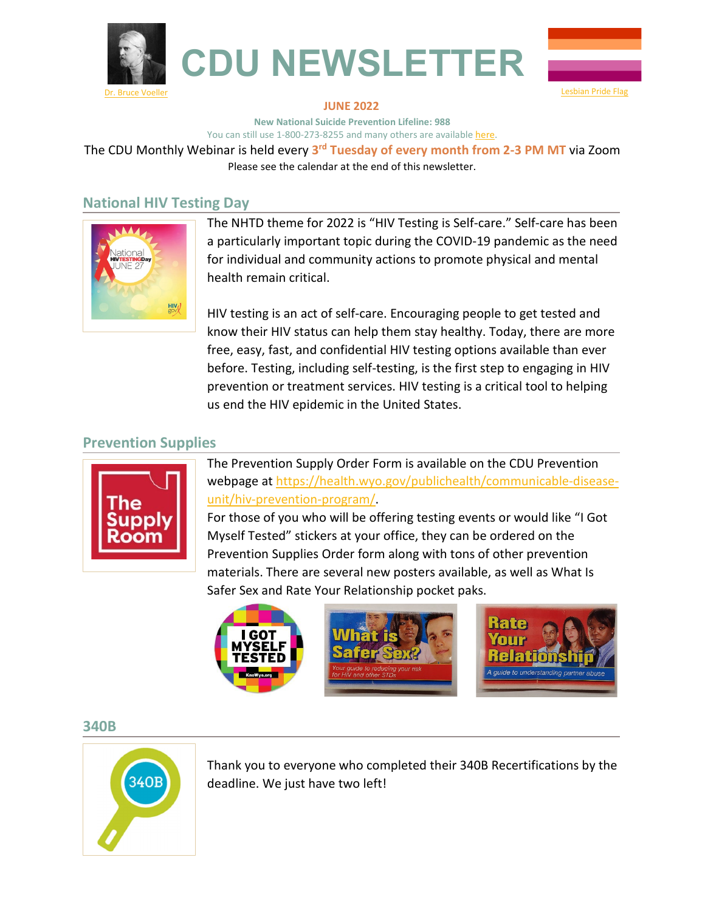# CDU NEWSLETTER

Dr. Bruce Voeller

Lesbian Pride Flag

**JUNE 2022**

**New National Suicide Prevention Lifeline: 988**

You can still use 1-800-273-8255 and many others are available here.

The CDU Monthly Webinar is held every **3rd Tuesday of every month from 2-3 PM MT** via Zoom

Please see the calendar at the end of this newsletter.

## National HIV Testing Day

The NHTD theme for 2022 is "HIV Testing is Self-care." Self-care has been a particularly important topic during the COVID-19 pandemic as the need for individual and community actions to promote physical and mental health remain critical.

HIV testing is an act of self-care. Encouraging people to get tested and know their HIV status can help them stay healthy. Today, there are more free, easy, fast, and confidential HIV testing options available than ever before. Testing, including self-testing, is the first step to engaging in HIV prevention or treatment services. HIV testing is a critical tool to helping us end the HIV epidemic in the United States.

## Prevention Supplies

The Prevention Supply Order Form is available on the CDU Prevention webpage at https://health.wyo.gov/publichealth/communicable-disease-unit/hiv-prevention-program/.

For those of you who will be offering testing events or would like "I Got Myself Tested" stickers at your office, they can be ordered on the Prevention Supplies Order form along with tons of other prevention materials. There are several new posters available, as well as What Is Safer Sex and Rate Your Relationship pocket paks.

## 340B

Thank you to everyone who completed their 340B Recertifications by the deadline. We just have two left!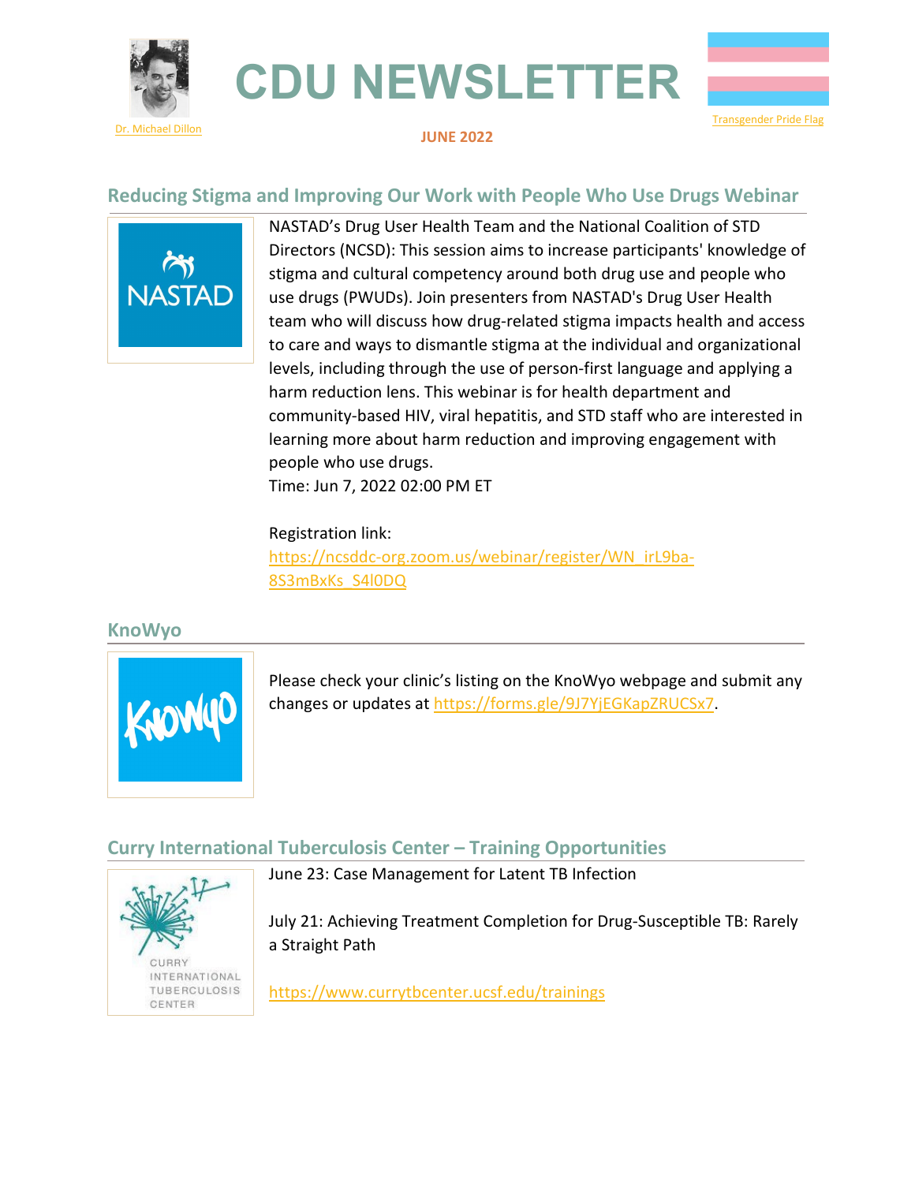Dr. Michael Dillon

# CDU NEWSLETTER

Transgender Pride Flag

**JUNE 2022**

## Reducing Stigma and Improving Our Work with People Who Use Drugs Webinar

NASTAD

NASTAD's Drug User Health Team and the National Coalition of STD Directors (NCSD): This session aims to increase participants' knowledge of stigma and cultural competency around both drug use and people who use drugs (PWUDs). Join presenters from NASTAD's Drug User Health team who will discuss how drug-related stigma impacts health and access to care and ways to dismantle stigma at the individual and organizational levels, including through the use of person-first language and applying a harm reduction lens. This webinar is for health department and community-based HIV, viral hepatitis, and STD staff who are interested in learning more about harm reduction and improving engagement with people who use drugs.
Time: Jun 7, 2022 02:00 PM ET

Registration link:
https://ncsddc-org.zoom.us/webinar/register/WN_irL9ba-8S3mBxKs_S4l0DQ

## KnoWyo

KnoWyo

Please check your clinic's listing on the KnoWyo webpage and submit any changes or updates at https://forms.gle/9J7YjEGKapZRUCSx7.

## Curry International Tuberculosis Center – Training Opportunities

CURRY INTERNATIONAL TUBERCULOSIS CENTER

June 23: Case Management for Latent TB Infection

July 21: Achieving Treatment Completion for Drug-Susceptible TB: Rarely a Straight Path

https://www.currytbcenter.ucsf.edu/trainings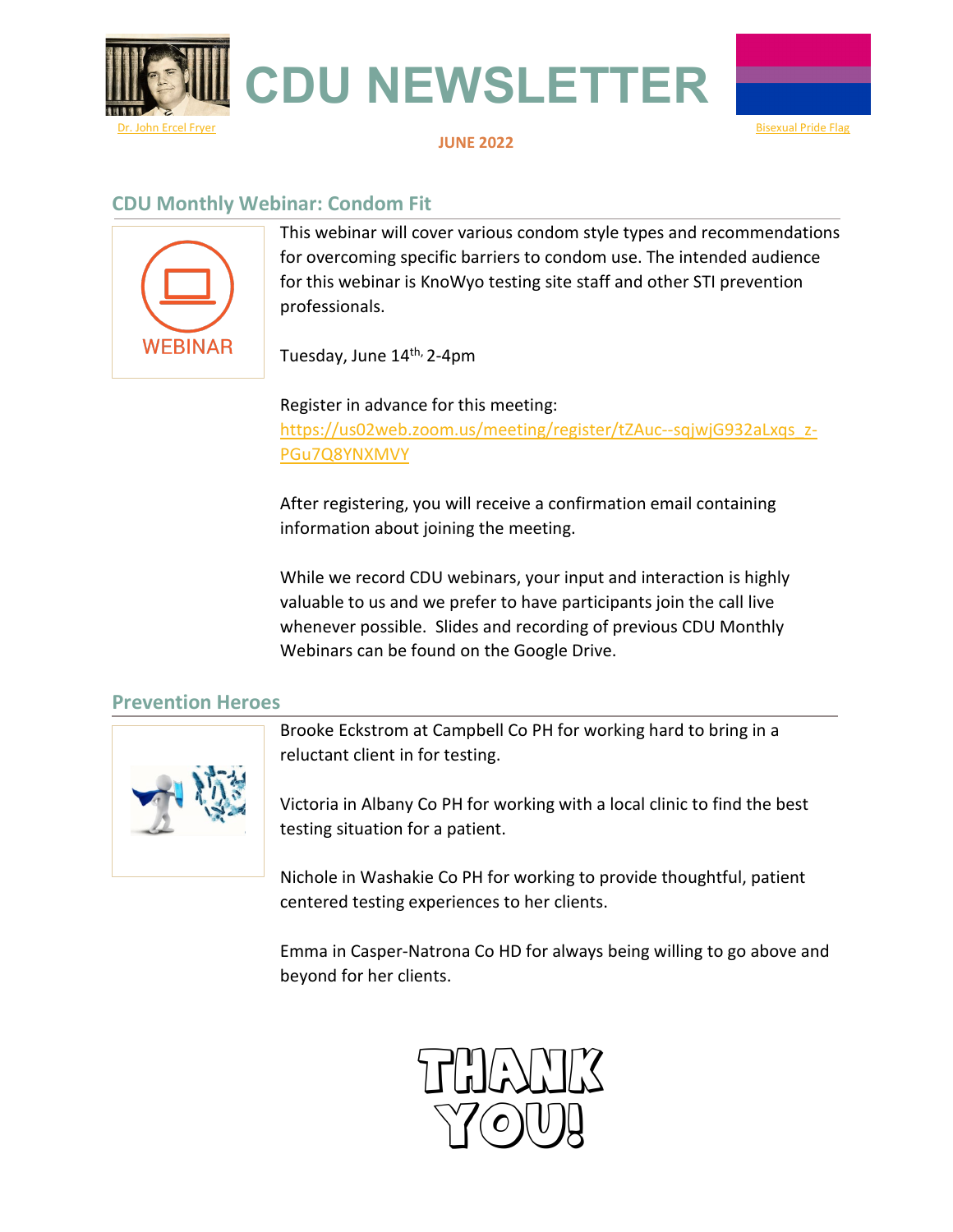Dr. John Ercel Fryer

# CDU NEWSLETTER

Bisexual Pride Flag

**JUNE 2022**

## CDU Monthly Webinar: Condom Fit

WEBINAR

This webinar will cover various condom style types and recommendations for overcoming specific barriers to condom use. The intended audience for this webinar is KnoWyo testing site staff and other STI prevention professionals.

Tuesday, June 14th, 2-4pm

Register in advance for this meeting:
https://us02web.zoom.us/meeting/register/tZAuc--sqjwjG932aLxqs_z-PGu7Q8YNXMVY

After registering, you will receive a confirmation email containing information about joining the meeting.

While we record CDU webinars, your input and interaction is highly valuable to us and we prefer to have participants join the call live whenever possible. Slides and recording of previous CDU Monthly Webinars can be found on the Google Drive.

## Prevention Heroes

Brooke Eckstrom at Campbell Co PH for working hard to bring in a reluctant client in for testing.

Victoria in Albany Co PH for working with a local clinic to find the best testing situation for a patient.

Nichole in Washakie Co PH for working to provide thoughtful, patient centered testing experiences to her clients.

Emma in Casper-Natrona Co HD for always being willing to go above and beyond for her clients.

THANK YOU!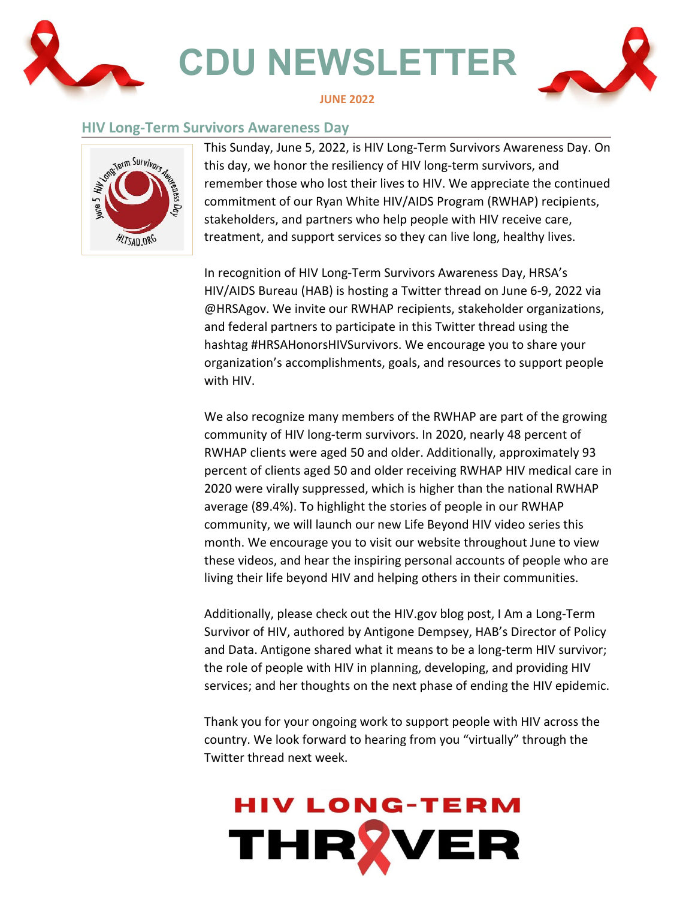# CDU NEWSLETTER

**JUNE 2022**

## HIV Long-Term Survivors Awareness Day

This Sunday, June 5, 2022, is HIV Long-Term Survivors Awareness Day. On this day, we honor the resiliency of HIV long-term survivors, and remember those who lost their lives to HIV. We appreciate the continued commitment of our Ryan White HIV/AIDS Program (RWHAP) recipients, stakeholders, and partners who help people with HIV receive care, treatment, and support services so they can live long, healthy lives.

In recognition of HIV Long-Term Survivors Awareness Day, HRSA's HIV/AIDS Bureau (HAB) is hosting a Twitter thread on June 6-9, 2022 via @HRSAgov. We invite our RWHAP recipients, stakeholder organizations, and federal partners to participate in this Twitter thread using the hashtag #HRSAHonorsHIVSurvivors. We encourage you to share your organization's accomplishments, goals, and resources to support people with HIV.

We also recognize many members of the RWHAP are part of the growing community of HIV long-term survivors. In 2020, nearly 48 percent of RWHAP clients were aged 50 and older. Additionally, approximately 93 percent of clients aged 50 and older receiving RWHAP HIV medical care in 2020 were virally suppressed, which is higher than the national RWHAP average (89.4%). To highlight the stories of people in our RWHAP community, we will launch our new Life Beyond HIV video series this month. We encourage you to visit our website throughout June to view these videos, and hear the inspiring personal accounts of people who are living their life beyond HIV and helping others in their communities.

Additionally, please check out the HIV.gov blog post, I Am a Long-Term Survivor of HIV, authored by Antigone Dempsey, HAB's Director of Policy and Data. Antigone shared what it means to be a long-term HIV survivor; the role of people with HIV in planning, developing, and providing HIV services; and her thoughts on the next phase of ending the HIV epidemic.

Thank you for your ongoing work to support people with HIV across the country. We look forward to hearing from you "virtually" through the Twitter thread next week.

HIV LONG-TERM THRIVER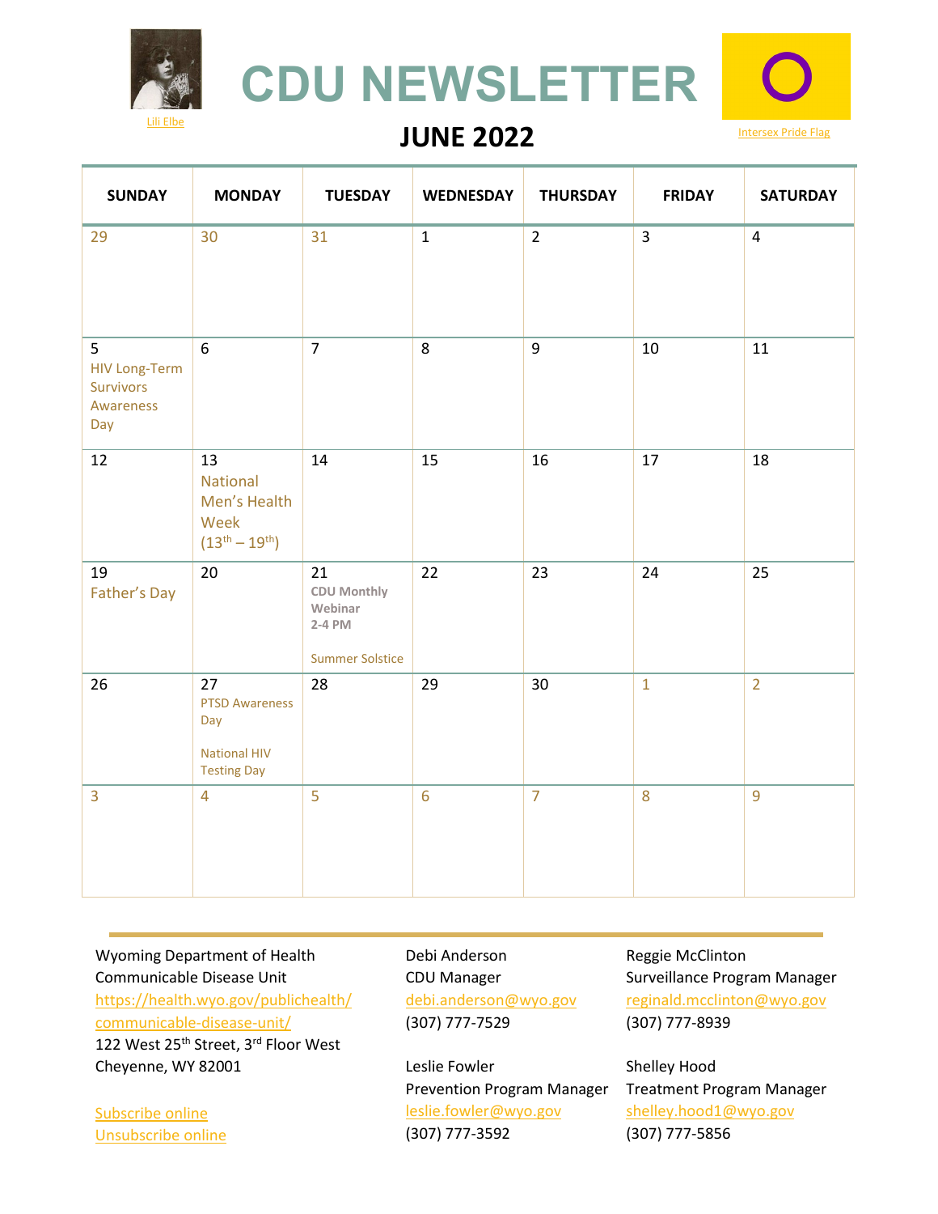Lili Elbe

# CDU NEWSLETTER

Intersex Pride Flag

## JUNE 2022

| SUNDAY | MONDAY | TUESDAY | WEDNESDAY | THURSDAY | FRIDAY | SATURDAY |
|---|---|---|---|---|---|---|
| 29 | 30 | 31 | 1 | 2 | 3 | 4 |
| 5 HIV Long-Term Survivors Awareness Day | 6 | 7 | 8 | 9 | 10 | 11 |
| 12 | 13 National Men's Health Week (13th – 19th) | 14 | 15 | 16 | 17 | 18 |
| 19 Father's Day | 20 | 21 **CDU Monthly Webinar 2-4 PM** Summer Solstice | 22 | 23 | 24 | 25 |
| 26 | 27 PTSD Awareness Day National HIV Testing Day | 28 | 29 | 30 | 1 | 2 |
| 3 | 4 | 5 | 6 | 7 | 8 | 9 |

Wyoming Department of Health
Communicable Disease Unit
https://health.wyo.gov/publichealth/communicable-disease-unit/
122 West 25th Street, 3rd Floor West
Cheyenne, WY 82001

Subscribe online
Unsubscribe online

Debi Anderson
CDU Manager
debi.anderson@wyo.gov
(307) 777-7529

Leslie Fowler
Prevention Program Manager
leslie.fowler@wyo.gov
(307) 777-3592

Reggie McClinton
Surveillance Program Manager
reginald.mcclinton@wyo.gov
(307) 777-8939

Shelley Hood
Treatment Program Manager
shelley.hood1@wyo.gov
(307) 777-5856